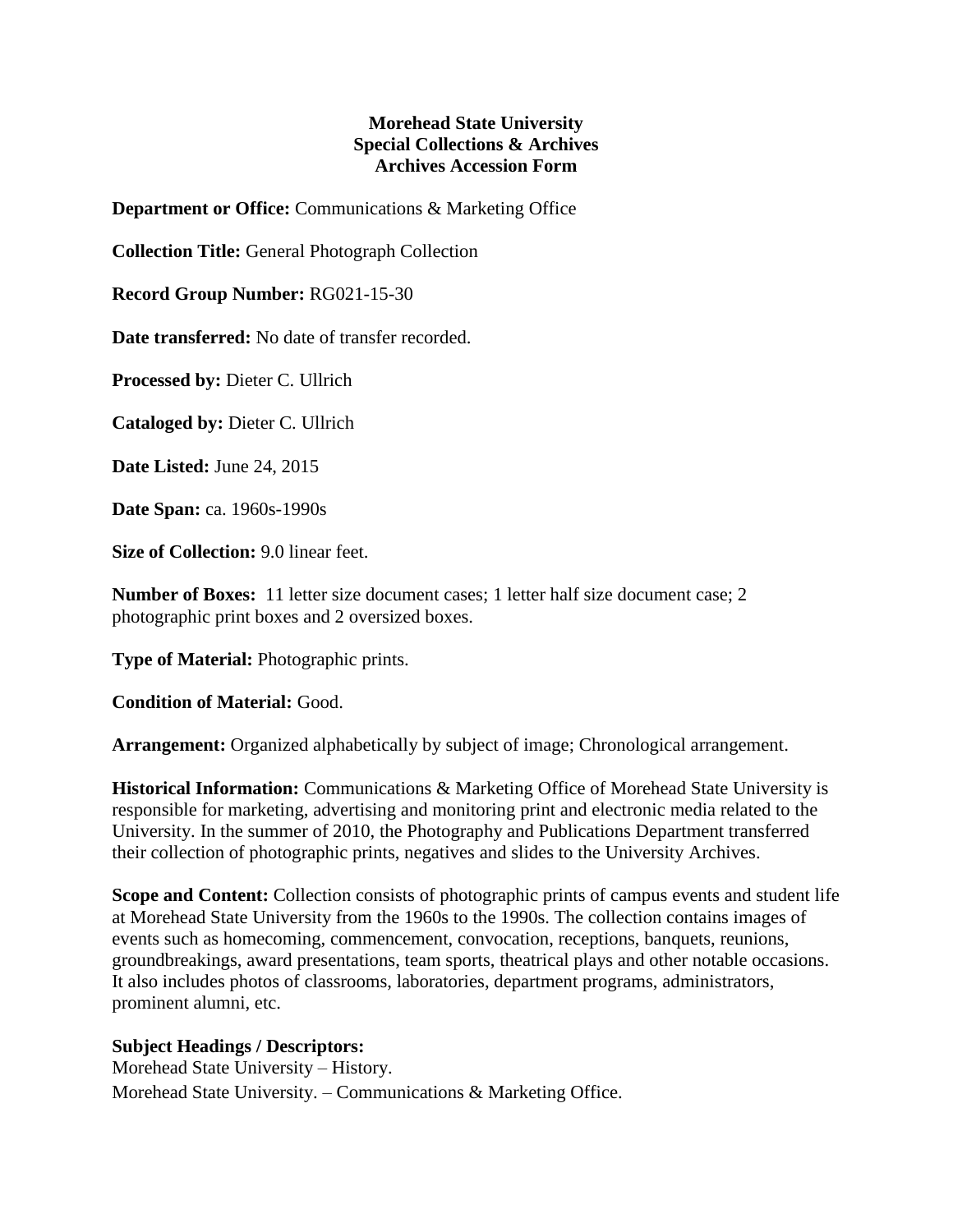**Morehead State University**
**Special Collections & Archives**
**Archives Accession Form**

**Department or Office:** Communications & Marketing Office

**Collection Title:** General Photograph Collection

**Record Group Number:** RG021-15-30

**Date transferred:** No date of transfer recorded.

**Processed by:** Dieter C. Ullrich

**Cataloged by:** Dieter C. Ullrich

**Date Listed:** June 24, 2015

**Date Span:** ca. 1960s-1990s

**Size of Collection:** 9.0 linear feet.

**Number of Boxes:** 11 letter size document cases; 1 letter half size document case; 2 photographic print boxes and 2 oversized boxes.

**Type of Material:** Photographic prints.

**Condition of Material:** Good.

**Arrangement:** Organized alphabetically by subject of image; Chronological arrangement.

**Historical Information:** Communications & Marketing Office of Morehead State University is responsible for marketing, advertising and monitoring print and electronic media related to the University. In the summer of 2010, the Photography and Publications Department transferred their collection of photographic prints, negatives and slides to the University Archives.

**Scope and Content:** Collection consists of photographic prints of campus events and student life at Morehead State University from the 1960s to the 1990s. The collection contains images of events such as homecoming, commencement, convocation, receptions, banquets, reunions, groundbreakings, award presentations, team sports, theatrical plays and other notable occasions. It also includes photos of classrooms, laboratories, department programs, administrators, prominent alumni, etc.

**Subject Headings / Descriptors:**
Morehead State University – History.
Morehead State University. – Communications & Marketing Office.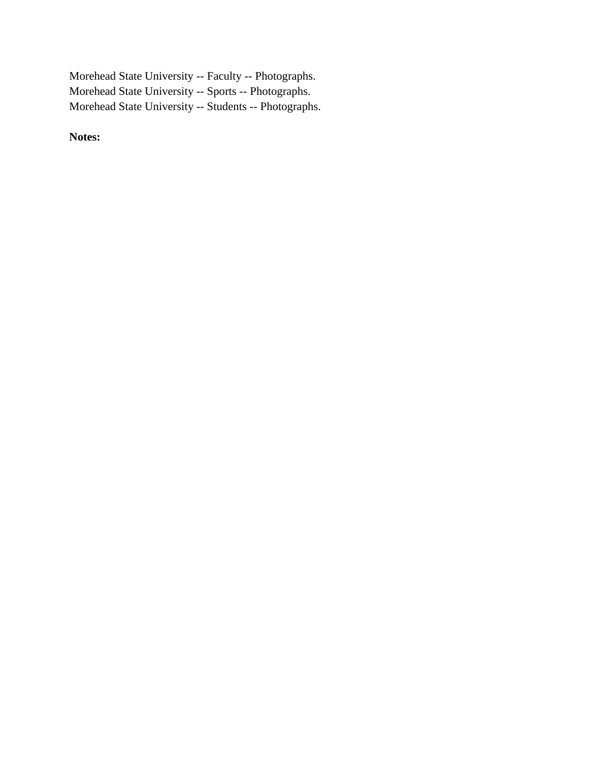Morehead State University -- Faculty -- Photographs.
Morehead State University -- Sports -- Photographs.
Morehead State University -- Students -- Photographs.

**Notes:**